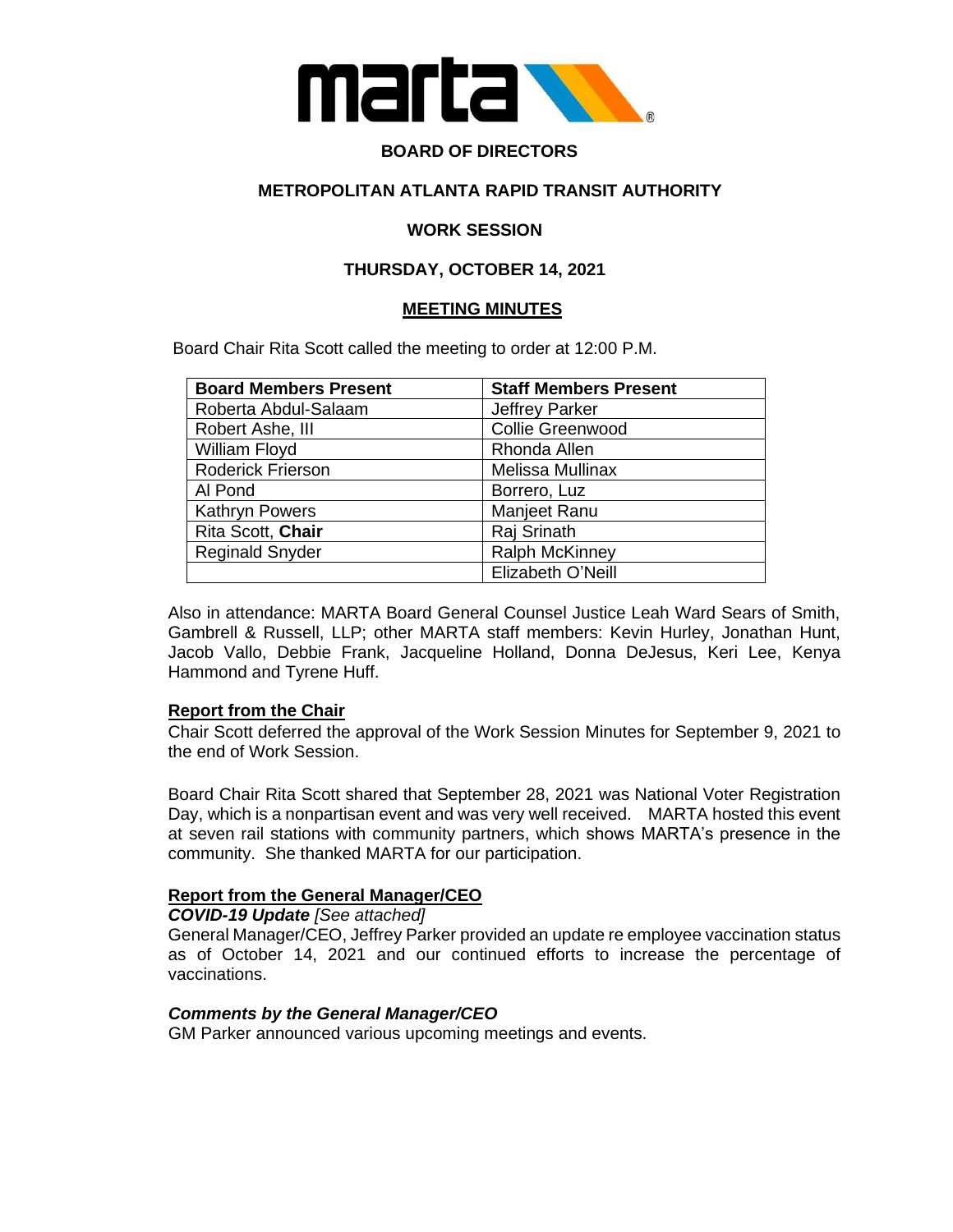**BOARD OF DIRECTORS**

**METROPOLITAN ATLANTA RAPID TRANSIT AUTHORITY**

**WORK SESSION**

**THURSDAY, OCTOBER 14, 2021**

**MEETING MINUTES**

Board Chair Rita Scott called the meeting to order at 12:00 P.M.

| Board Members Present | Staff Members Present |
|---|---|
| Roberta Abdul-Salaam | Jeffrey Parker |
| Robert Ashe, III | Collie Greenwood |
| William Floyd | Rhonda Allen |
| Roderick Frierson | Melissa Mullinax |
| Al Pond | Borrero, Luz |
| Kathryn Powers | Manjeet Ranu |
| Rita Scott, **Chair** | Raj Srinath |
| Reginald Snyder | Ralph McKinney |
| | Elizabeth O'Neill |

Also in attendance: MARTA Board General Counsel Justice Leah Ward Sears of Smith, Gambrell & Russell, LLP; other MARTA staff members: Kevin Hurley, Jonathan Hunt, Jacob Vallo, Debbie Frank, Jacqueline Holland, Donna DeJesus, Keri Lee, Kenya Hammond and Tyrene Huff.

**Report from the Chair**

Chair Scott deferred the approval of the Work Session Minutes for September 9, 2021 to the end of Work Session.

Board Chair Rita Scott shared that September 28, 2021 was National Voter Registration Day, which is a nonpartisan event and was very well received. MARTA hosted this event at seven rail stations with community partners, which shows MARTA's presence in the community. She thanked MARTA for our participation.

**Report from the General Manager/CEO**

***COVID-19 Update*** *[See attached]*

General Manager/CEO, Jeffrey Parker provided an update re employee vaccination status as of October 14, 2021 and our continued efforts to increase the percentage of vaccinations.

***Comments by the General Manager/CEO***

GM Parker announced various upcoming meetings and events.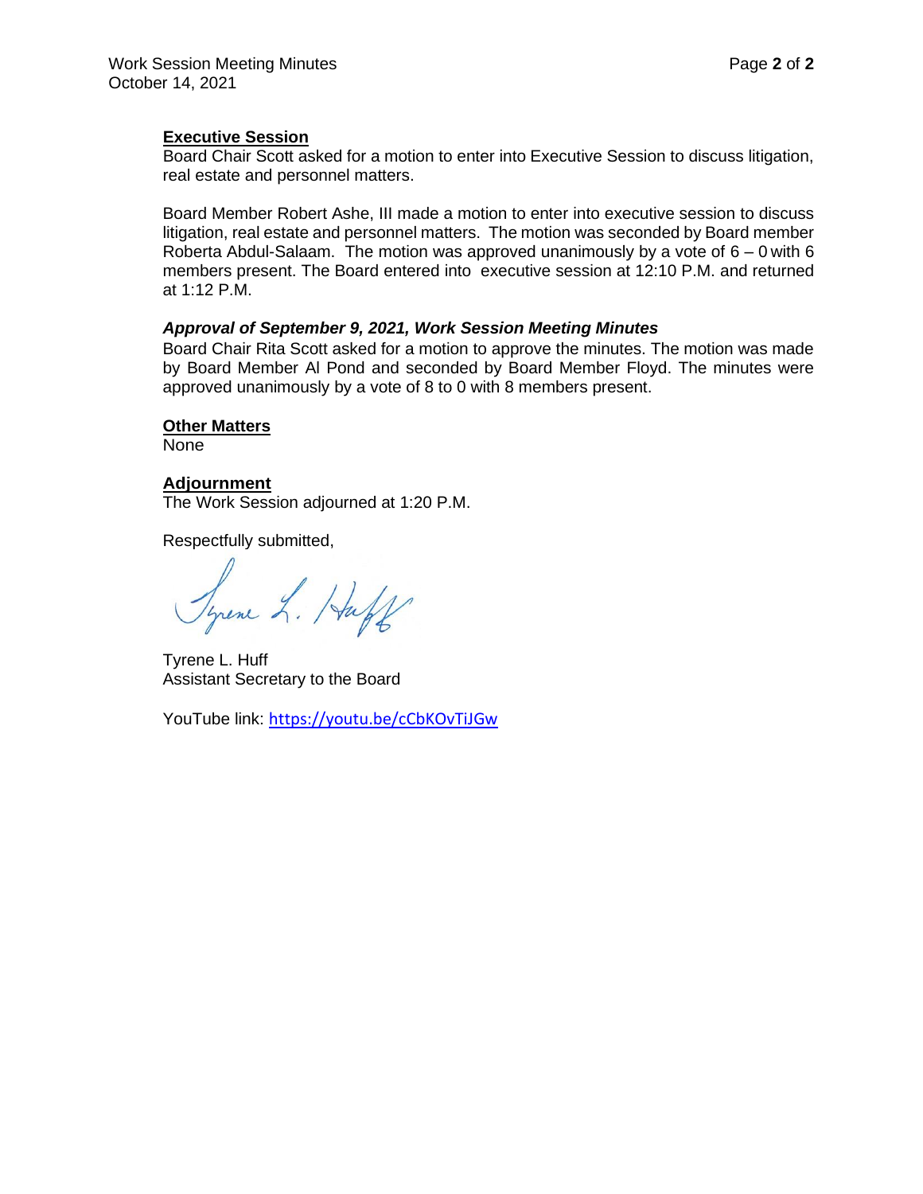**Executive Session**

Board Chair Scott asked for a motion to enter into Executive Session to discuss litigation, real estate and personnel matters.

Board Member Robert Ashe, III made a motion to enter into executive session to discuss litigation, real estate and personnel matters. The motion was seconded by Board member Roberta Abdul-Salaam. The motion was approved unanimously by a vote of 6 – 0 with 6 members present. The Board entered into executive session at 12:10 P.M. and returned at 1:12 P.M.

***Approval of September 9, 2021, Work Session Meeting Minutes***

Board Chair Rita Scott asked for a motion to approve the minutes. The motion was made by Board Member Al Pond and seconded by Board Member Floyd. The minutes were approved unanimously by a vote of 8 to 0 with 8 members present.

**Other Matters**

None

**Adjournment**

The Work Session adjourned at 1:20 P.M.

Respectfully submitted,

Tyrene L. Huff
Assistant Secretary to the Board

YouTube link: https://youtu.be/cCbKOvTiJGw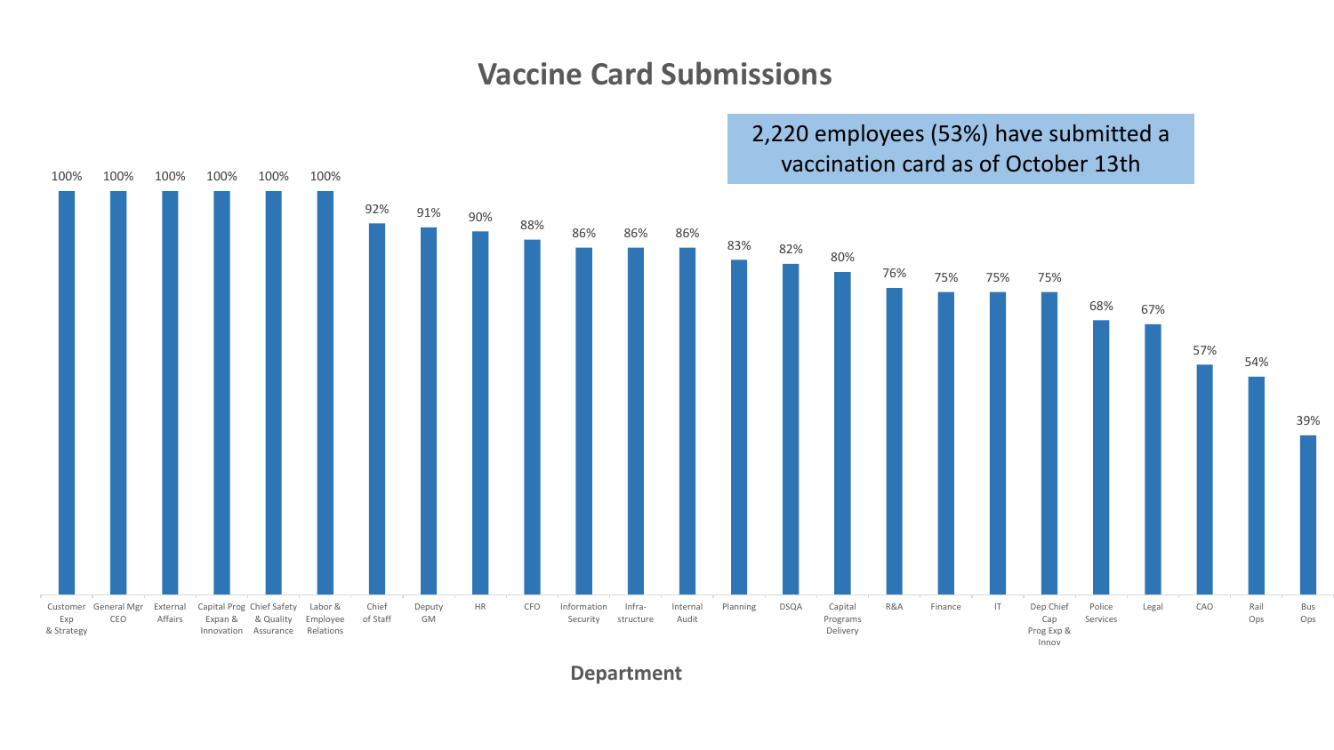# Vaccine Card Submissions

2,220 employees (53%) have submitted a vaccination card as of October 13th

100%
100%
100%
100%
100%
100%
92%
91%
90%
88%
86%
86%
86%
83%
82%
80%
76%
75%
75%
75%
68%
67%
57%
54%
39%

Customer Exp & Strategy
General Mgr CEO
External Affairs
Capital Prog Expan & Innovation
Chief Safety & Quality Assurance
Labor & Employee Relations
Chief of Staff
Deputy GM
HR
CFO
Information Security
Infra-structure
Internal Audit
Planning
DSQA
Capital Programs Delivery
R&A
Finance
IT
Dep Chief Cap Prog Exp & Innov
Police Services
Legal
CAO
Rail Ops
Bus Ops

Department